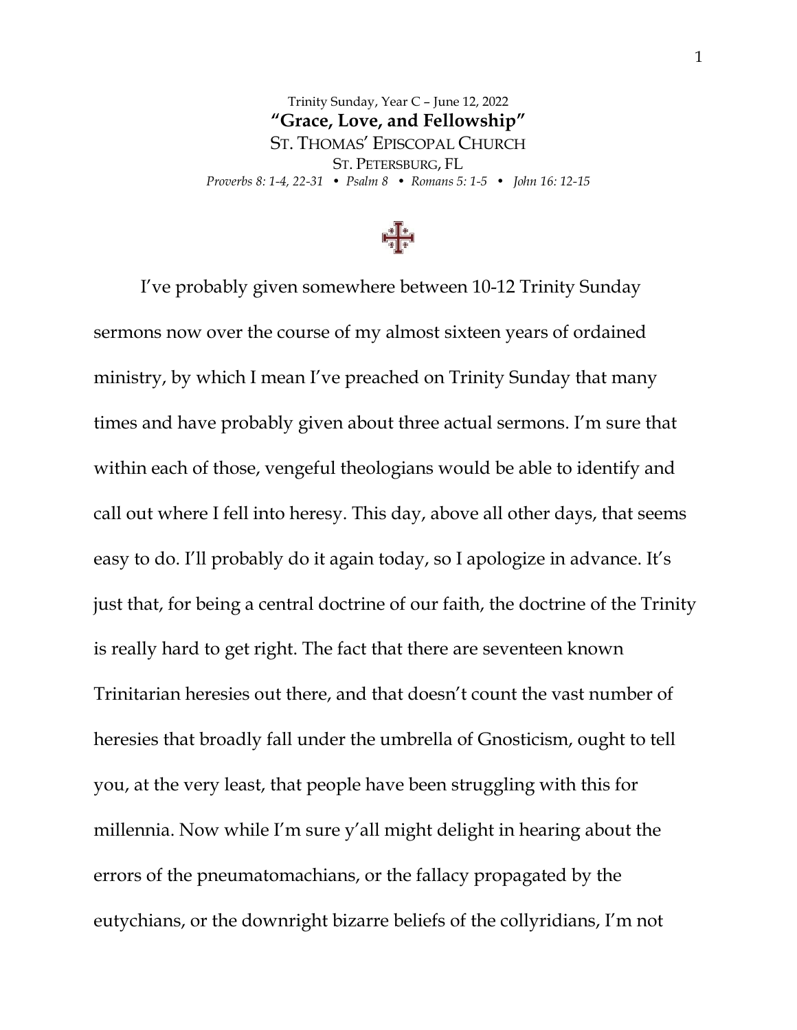Trinity Sunday, Year C – June 12, 2022

# "Grace, Love, and Fellowship"

St. Thomas' Episcopal Church

St. Petersburg, FL

*Proverbs 8: 1-4, 22-31 • Psalm 8 • Romans 5: 1-5 • John 16: 12-15*

I've probably given somewhere between 10-12 Trinity Sunday sermons now over the course of my almost sixteen years of ordained ministry, by which I mean I've preached on Trinity Sunday that many times and have probably given about three actual sermons. I'm sure that within each of those, vengeful theologians would be able to identify and call out where I fell into heresy. This day, above all other days, that seems easy to do. I'll probably do it again today, so I apologize in advance. It's just that, for being a central doctrine of our faith, the doctrine of the Trinity is really hard to get right. The fact that there are seventeen known Trinitarian heresies out there, and that doesn't count the vast number of heresies that broadly fall under the umbrella of Gnosticism, ought to tell you, at the very least, that people have been struggling with this for millennia. Now while I'm sure y'all might delight in hearing about the errors of the pneumatomachians, or the fallacy propagated by the eutychians, or the downright bizarre beliefs of the collyridians, I'm not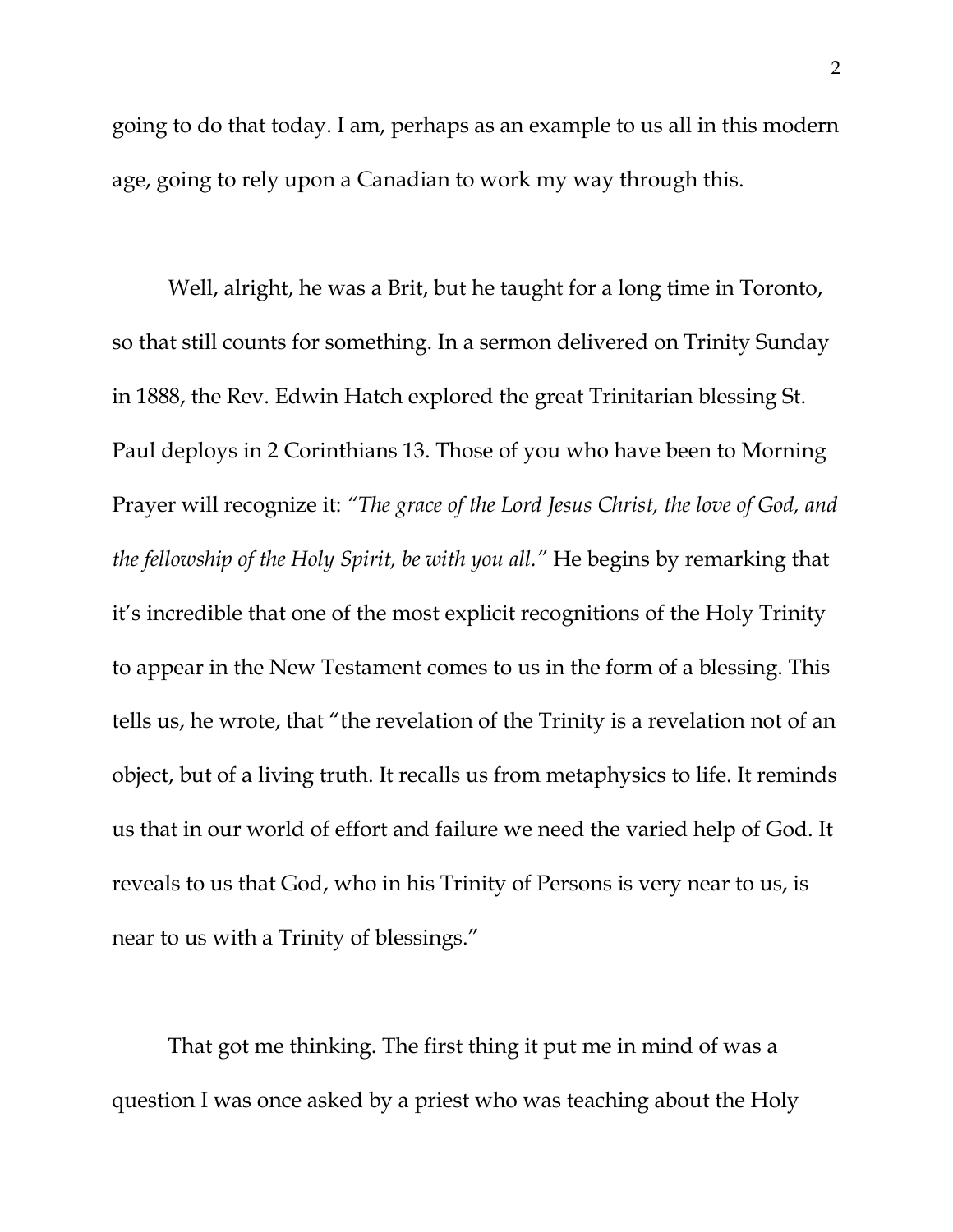going to do that today. I am, perhaps as an example to us all in this modern age, going to rely upon a Canadian to work my way through this.

Well, alright, he was a Brit, but he taught for a long time in Toronto, so that still counts for something. In a sermon delivered on Trinity Sunday in 1888, the Rev. Edwin Hatch explored the great Trinitarian blessing St. Paul deploys in 2 Corinthians 13. Those of you who have been to Morning Prayer will recognize it: *"The grace of the Lord Jesus Christ, the love of God, and the fellowship of the Holy Spirit, be with you all."* He begins by remarking that it's incredible that one of the most explicit recognitions of the Holy Trinity to appear in the New Testament comes to us in the form of a blessing. This tells us, he wrote, that "the revelation of the Trinity is a revelation not of an object, but of a living truth. It recalls us from metaphysics to life. It reminds us that in our world of effort and failure we need the varied help of God. It reveals to us that God, who in his Trinity of Persons is very near to us, is near to us with a Trinity of blessings."

That got me thinking. The first thing it put me in mind of was a question I was once asked by a priest who was teaching about the Holy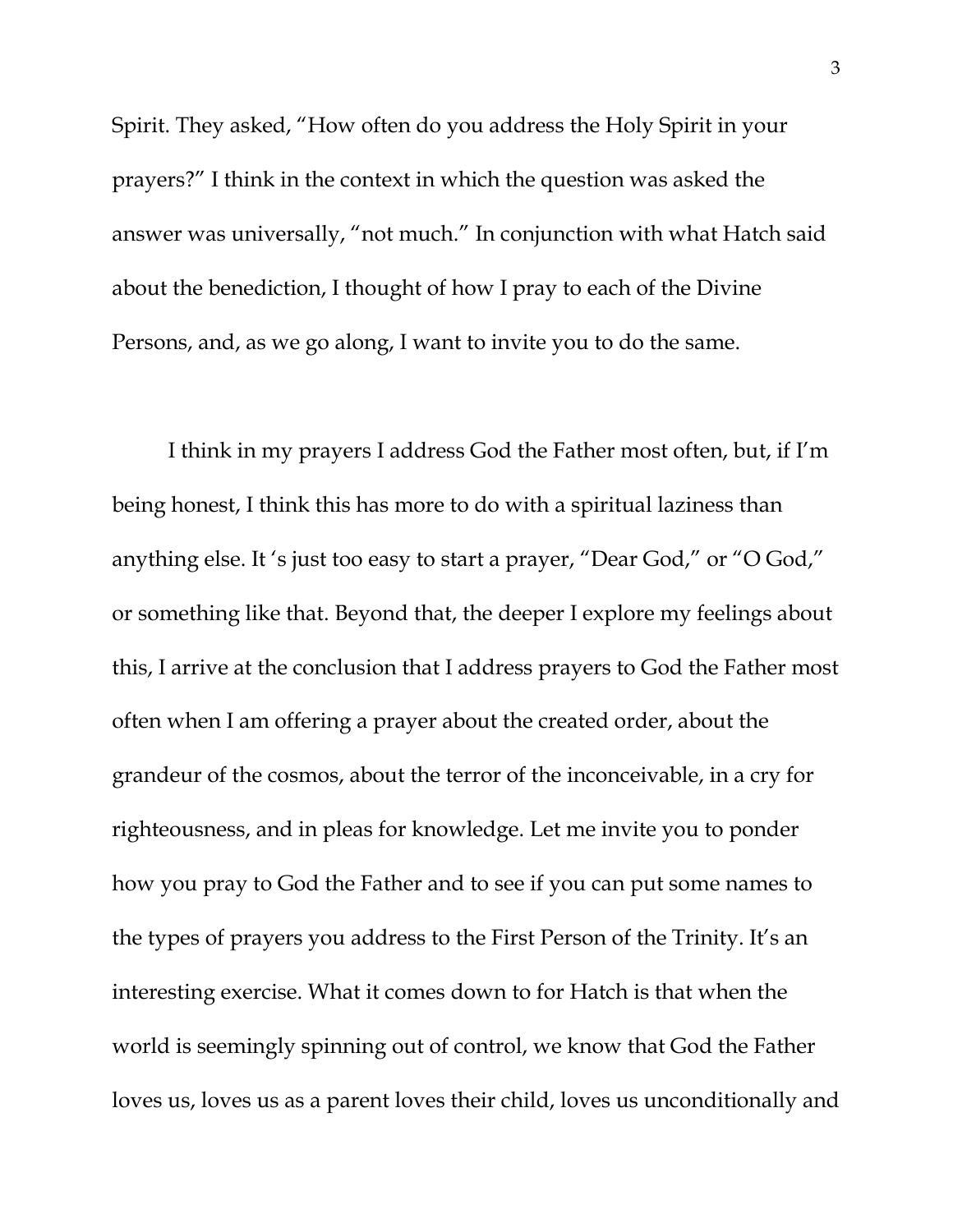Spirit. They asked, "How often do you address the Holy Spirit in your prayers?" I think in the context in which the question was asked the answer was universally, "not much." In conjunction with what Hatch said about the benediction, I thought of how I pray to each of the Divine Persons, and, as we go along, I want to invite you to do the same.

I think in my prayers I address God the Father most often, but, if I'm being honest, I think this has more to do with a spiritual laziness than anything else. It 's just too easy to start a prayer, "Dear God," or "O God," or something like that. Beyond that, the deeper I explore my feelings about this, I arrive at the conclusion that I address prayers to God the Father most often when I am offering a prayer about the created order, about the grandeur of the cosmos, about the terror of the inconceivable, in a cry for righteousness, and in pleas for knowledge. Let me invite you to ponder how you pray to God the Father and to see if you can put some names to the types of prayers you address to the First Person of the Trinity. It's an interesting exercise. What it comes down to for Hatch is that when the world is seemingly spinning out of control, we know that God the Father loves us, loves us as a parent loves their child, loves us unconditionally and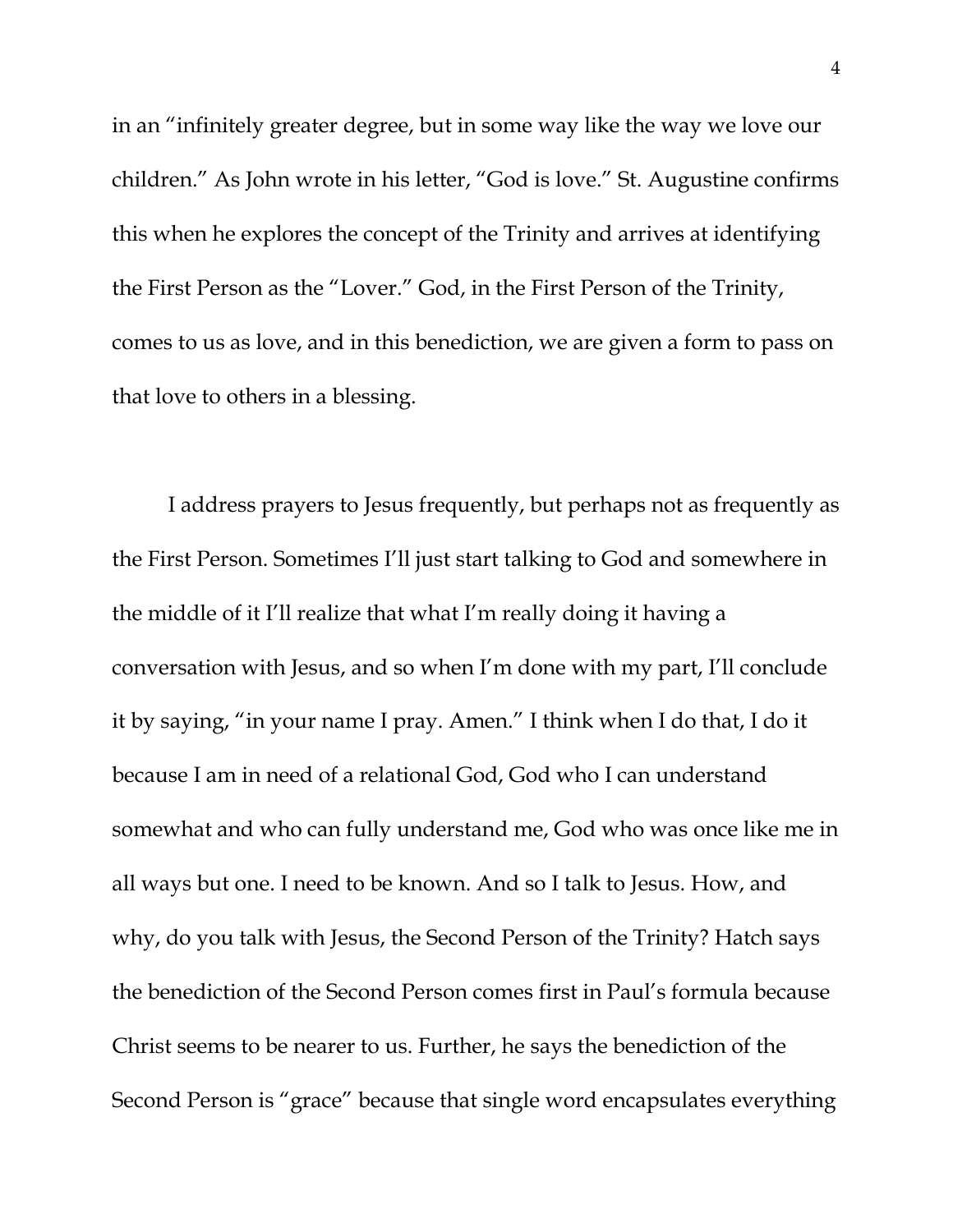in an "infinitely greater degree, but in some way like the way we love our children." As John wrote in his letter, "God is love." St. Augustine confirms this when he explores the concept of the Trinity and arrives at identifying the First Person as the "Lover." God, in the First Person of the Trinity, comes to us as love, and in this benediction, we are given a form to pass on that love to others in a blessing.

I address prayers to Jesus frequently, but perhaps not as frequently as the First Person. Sometimes I'll just start talking to God and somewhere in the middle of it I'll realize that what I'm really doing it having a conversation with Jesus, and so when I'm done with my part, I'll conclude it by saying, "in your name I pray. Amen." I think when I do that, I do it because I am in need of a relational God, God who I can understand somewhat and who can fully understand me, God who was once like me in all ways but one. I need to be known. And so I talk to Jesus. How, and why, do you talk with Jesus, the Second Person of the Trinity? Hatch says the benediction of the Second Person comes first in Paul's formula because Christ seems to be nearer to us. Further, he says the benediction of the Second Person is "grace" because that single word encapsulates everything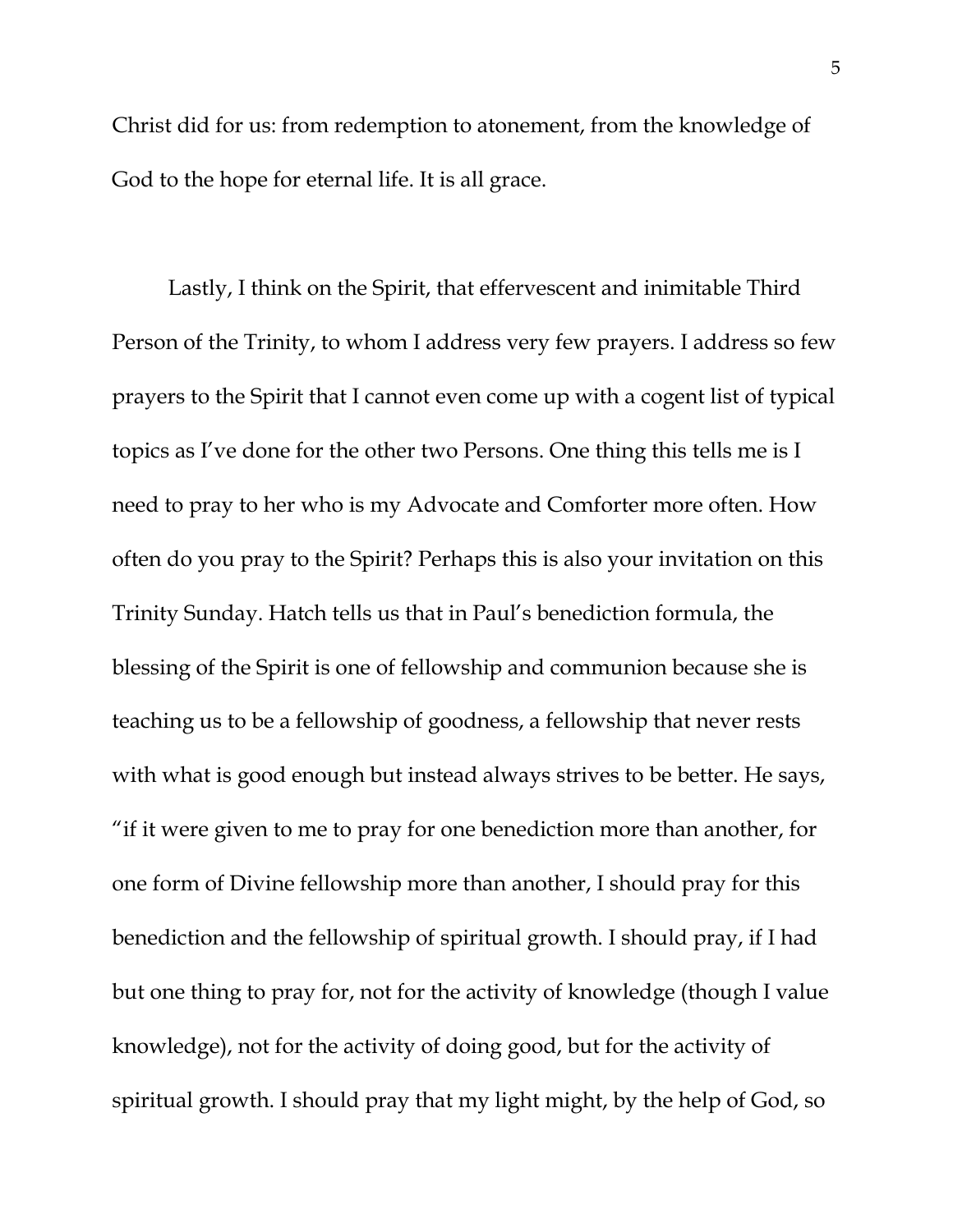Christ did for us: from redemption to atonement, from the knowledge of God to the hope for eternal life. It is all grace.

Lastly, I think on the Spirit, that effervescent and inimitable Third Person of the Trinity, to whom I address very few prayers. I address so few prayers to the Spirit that I cannot even come up with a cogent list of typical topics as I've done for the other two Persons. One thing this tells me is I need to pray to her who is my Advocate and Comforter more often. How often do you pray to the Spirit? Perhaps this is also your invitation on this Trinity Sunday. Hatch tells us that in Paul's benediction formula, the blessing of the Spirit is one of fellowship and communion because she is teaching us to be a fellowship of goodness, a fellowship that never rests with what is good enough but instead always strives to be better. He says, "if it were given to me to pray for one benediction more than another, for one form of Divine fellowship more than another, I should pray for this benediction and the fellowship of spiritual growth. I should pray, if I had but one thing to pray for, not for the activity of knowledge (though I value knowledge), not for the activity of doing good, but for the activity of spiritual growth. I should pray that my light might, by the help of God, so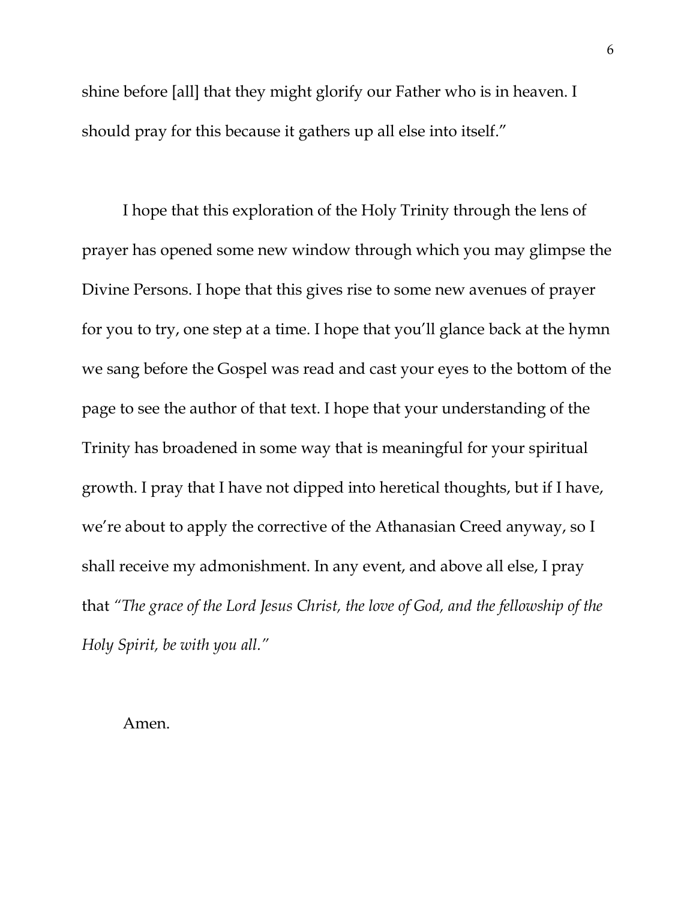shine before [all] that they might glorify our Father who is in heaven. I should pray for this because it gathers up all else into itself."

I hope that this exploration of the Holy Trinity through the lens of prayer has opened some new window through which you may glimpse the Divine Persons. I hope that this gives rise to some new avenues of prayer for you to try, one step at a time. I hope that you'll glance back at the hymn we sang before the Gospel was read and cast your eyes to the bottom of the page to see the author of that text. I hope that your understanding of the Trinity has broadened in some way that is meaningful for your spiritual growth. I pray that I have not dipped into heretical thoughts, but if I have, we're about to apply the corrective of the Athanasian Creed anyway, so I shall receive my admonishment. In any event, and above all else, I pray that *"The grace of the Lord Jesus Christ, the love of God, and the fellowship of the Holy Spirit, be with you all."*

Amen.